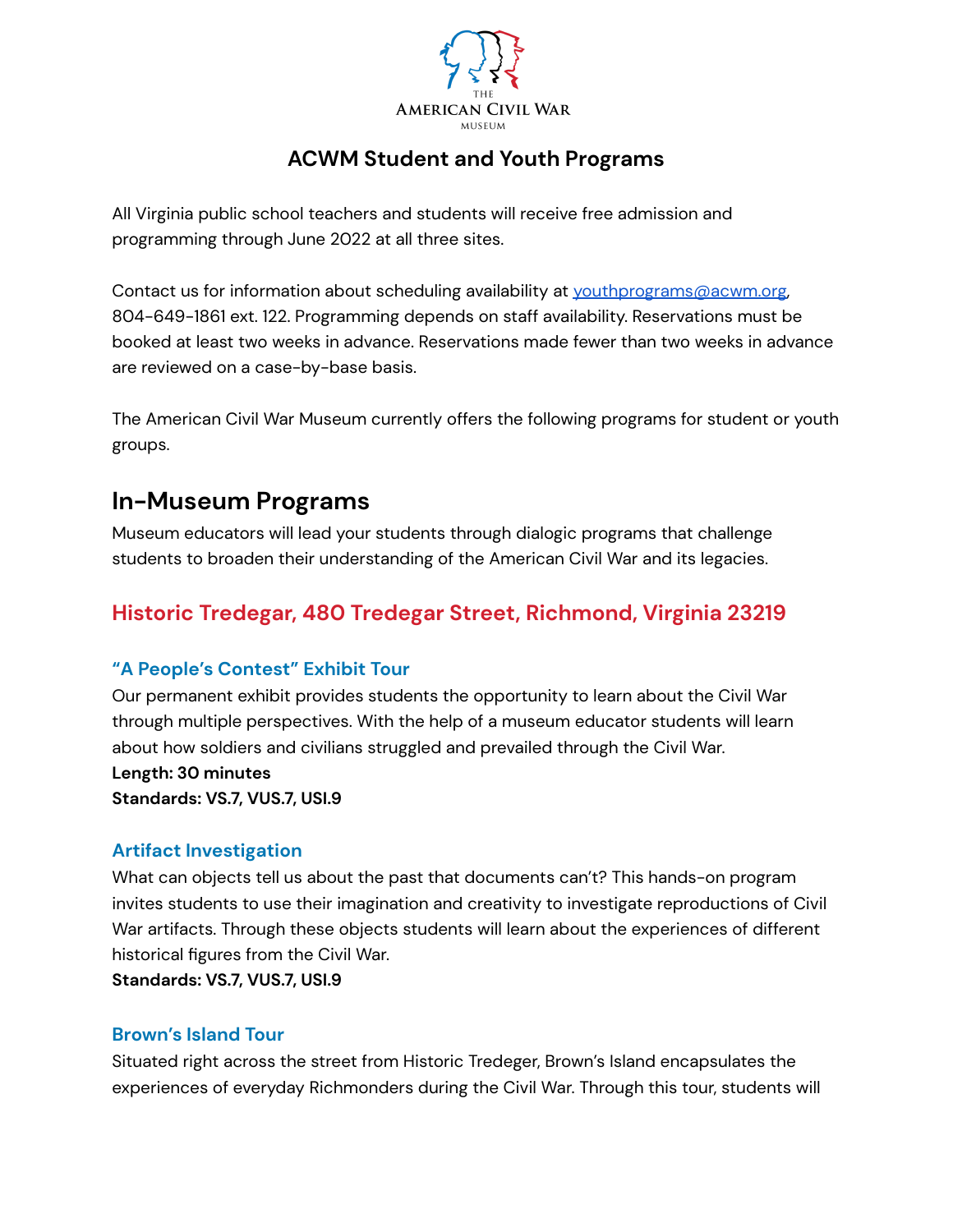# ACWM Student and Youth Programs

All Virginia public school teachers and students will receive free admission and programming through June 2022 at all three sites.

Contact us for information about scheduling availability at youthprograms@acwm.org, 804-649-1861 ext. 122. Programming depends on staff availability. Reservations must be booked at least two weeks in advance. Reservations made fewer than two weeks in advance are reviewed on a case-by-base basis.

The American Civil War Museum currently offers the following programs for student or youth groups.

## In-Museum Programs

Museum educators will lead your students through dialogic programs that challenge students to broaden their understanding of the American Civil War and its legacies.

### Historic Tredegar, 480 Tredegar Street, Richmond, Virginia 23219

#### "A People's Contest" Exhibit Tour

Our permanent exhibit provides students the opportunity to learn about the Civil War through multiple perspectives. With the help of a museum educator students will learn about how soldiers and civilians struggled and prevailed through the Civil War.

**Length: 30 minutes**

**Standards: VS.7, VUS.7, USI.9**

#### Artifact Investigation

What can objects tell us about the past that documents can't? This hands-on program invites students to use their imagination and creativity to investigate reproductions of Civil War artifacts. Through these objects students will learn about the experiences of different historical figures from the Civil War.

**Standards: VS.7, VUS.7, USI.9**

#### Brown's Island Tour

Situated right across the street from Historic Tredeger, Brown's Island encapsulates the experiences of everyday Richmonders during the Civil War. Through this tour, students will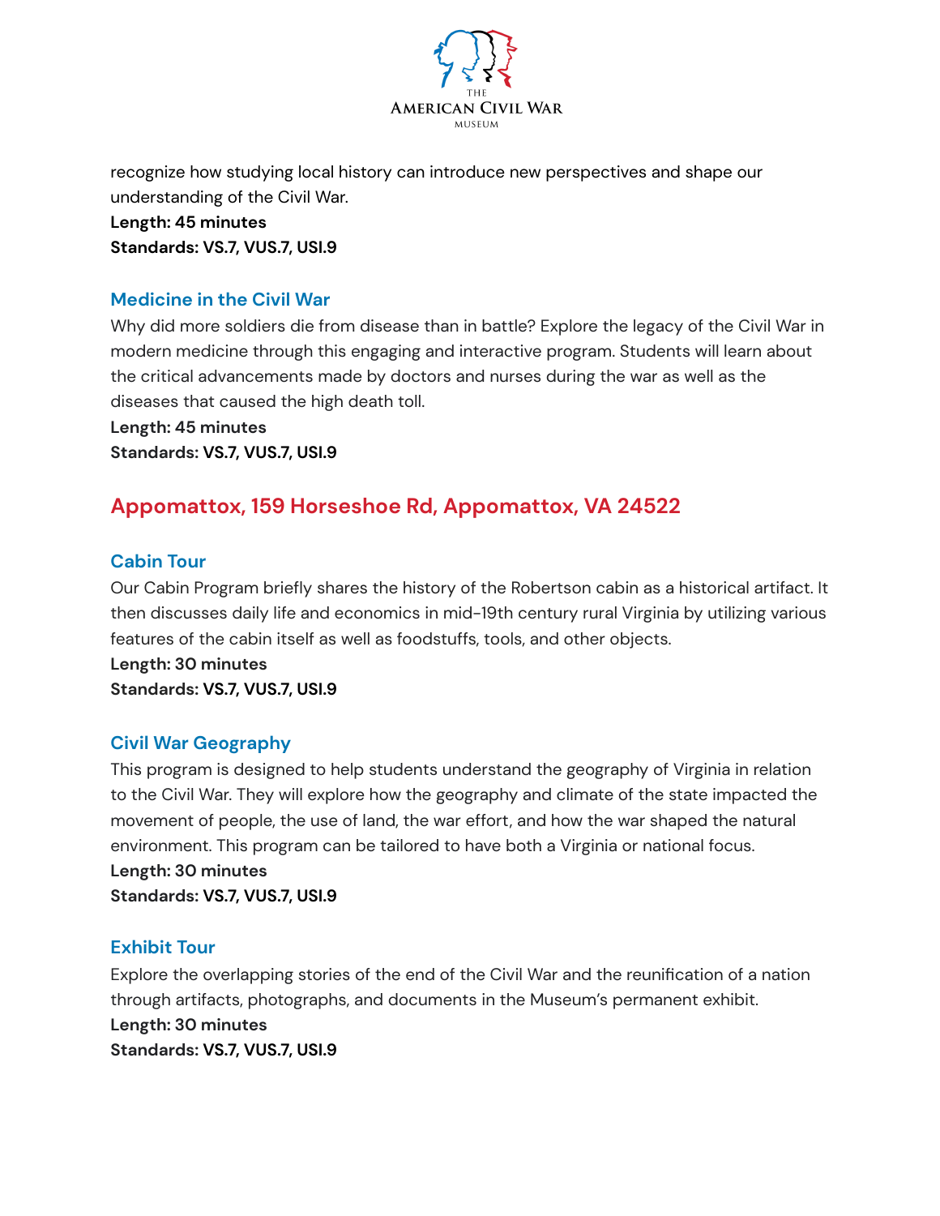recognize how studying local history can introduce new perspectives and shape our understanding of the Civil War.

**Length: 45 minutes**

**Standards: VS.7, VUS.7, USI.9**

### Medicine in the Civil War

Why did more soldiers die from disease than in battle? Explore the legacy of the Civil War in modern medicine through this engaging and interactive program. Students will learn about the critical advancements made by doctors and nurses during the war as well as the diseases that caused the high death toll.

**Length: 45 minutes**

**Standards: VS.7, VUS.7, USI.9**

## Appomattox, 159 Horseshoe Rd, Appomattox, VA 24522

### Cabin Tour

Our Cabin Program briefly shares the history of the Robertson cabin as a historical artifact. It then discusses daily life and economics in mid-19th century rural Virginia by utilizing various features of the cabin itself as well as foodstuffs, tools, and other objects.

**Length: 30 minutes**

**Standards: VS.7, VUS.7, USI.9**

### Civil War Geography

This program is designed to help students understand the geography of Virginia in relation to the Civil War. They will explore how the geography and climate of the state impacted the movement of people, the use of land, the war effort, and how the war shaped the natural environment. This program can be tailored to have both a Virginia or national focus.

**Length: 30 minutes**

**Standards: VS.7, VUS.7, USI.9**

### Exhibit Tour

Explore the overlapping stories of the end of the Civil War and the reunification of a nation through artifacts, photographs, and documents in the Museum's permanent exhibit.

**Length: 30 minutes**

**Standards: VS.7, VUS.7, USI.9**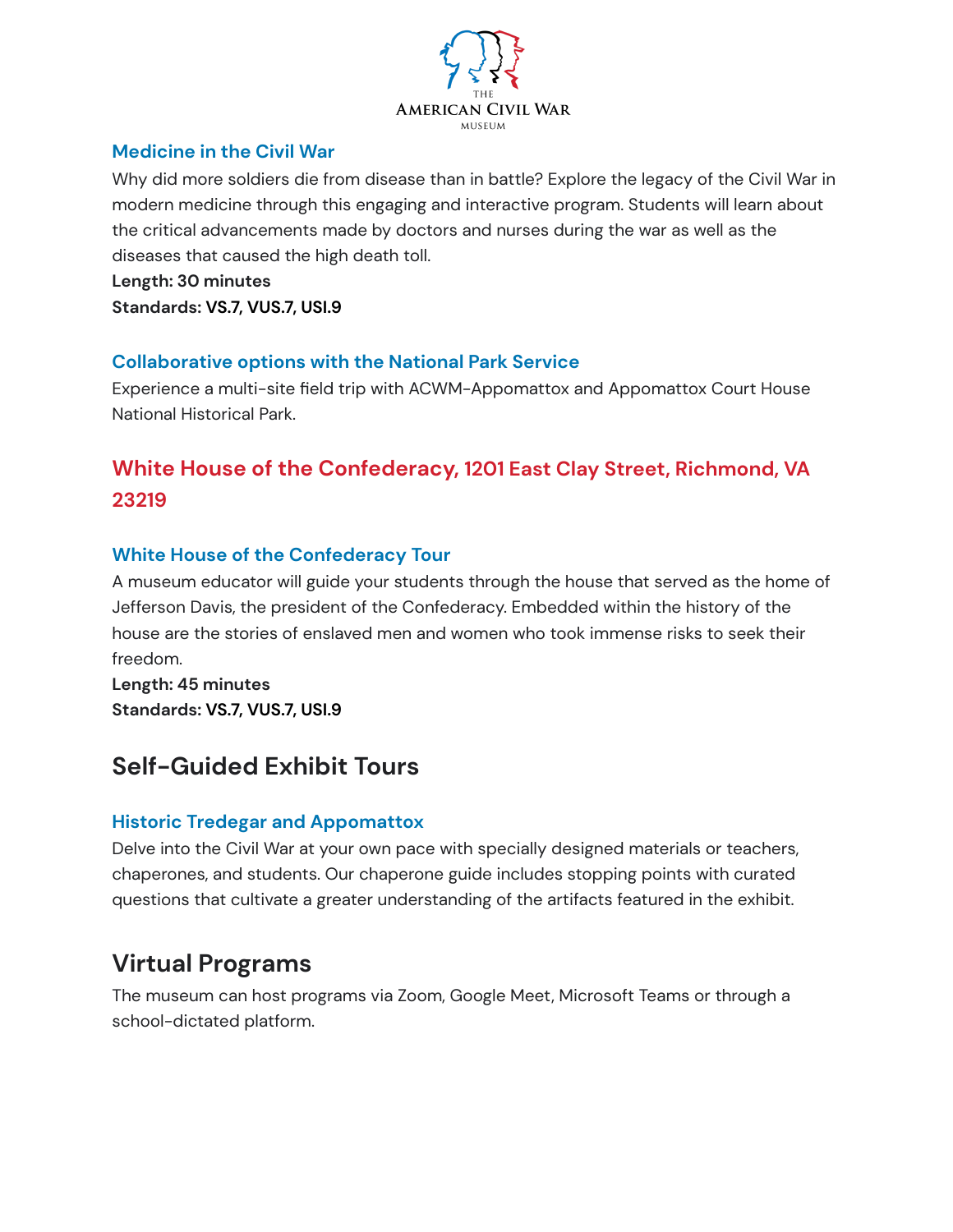### Medicine in the Civil War

Why did more soldiers die from disease than in battle? Explore the legacy of the Civil War in modern medicine through this engaging and interactive program. Students will learn about the critical advancements made by doctors and nurses during the war as well as the diseases that caused the high death toll.

**Length: 30 minutes**

**Standards: VS.7, VUS.7, USI.9**

### Collaborative options with the National Park Service

Experience a multi-site field trip with ACWM-Appomattox and Appomattox Court House National Historical Park.

## White House of the Confederacy, 1201 East Clay Street, Richmond, VA 23219

### White House of the Confederacy Tour

A museum educator will guide your students through the house that served as the home of Jefferson Davis, the president of the Confederacy. Embedded within the history of the house are the stories of enslaved men and women who took immense risks to seek their freedom.

**Length: 45 minutes**

**Standards: VS.7, VUS.7, USI.9**

## Self-Guided Exhibit Tours

### Historic Tredegar and Appomattox

Delve into the Civil War at your own pace with specially designed materials or teachers, chaperones, and students. Our chaperone guide includes stopping points with curated questions that cultivate a greater understanding of the artifacts featured in the exhibit.

## Virtual Programs

The museum can host programs via Zoom, Google Meet, Microsoft Teams or through a school-dictated platform.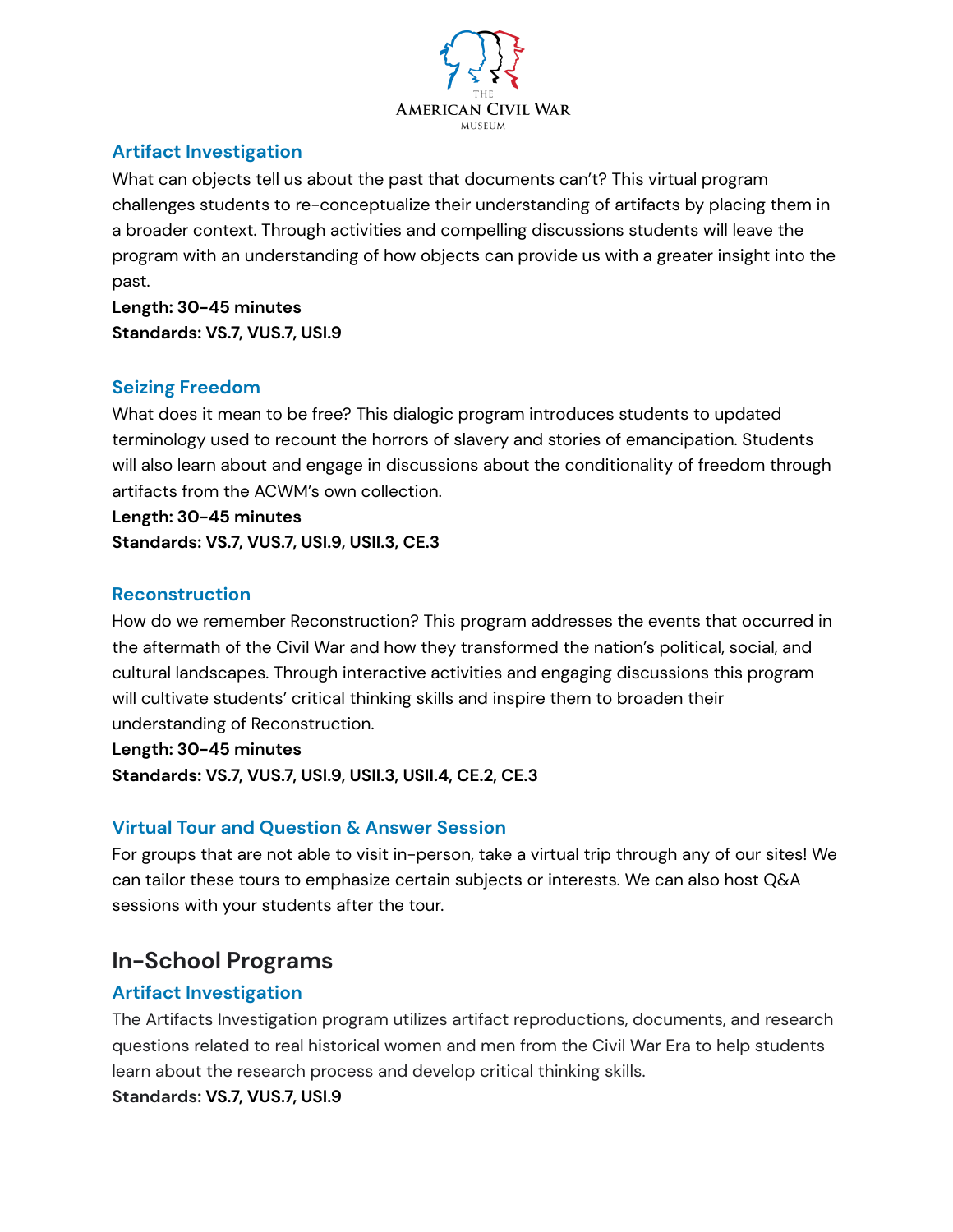### Artifact Investigation

What can objects tell us about the past that documents can't? This virtual program challenges students to re-conceptualize their understanding of artifacts by placing them in a broader context. Through activities and compelling discussions students will leave the program with an understanding of how objects can provide us with a greater insight into the past.

**Length: 30-45 minutes**
**Standards: VS.7, VUS.7, USI.9**

### Seizing Freedom

What does it mean to be free? This dialogic program introduces students to updated terminology used to recount the horrors of slavery and stories of emancipation. Students will also learn about and engage in discussions about the conditionality of freedom through artifacts from the ACWM's own collection.

**Length: 30-45 minutes**
**Standards: VS.7, VUS.7, USI.9, USII.3, CE.3**

### Reconstruction

How do we remember Reconstruction? This program addresses the events that occurred in the aftermath of the Civil War and how they transformed the nation's political, social, and cultural landscapes. Through interactive activities and engaging discussions this program will cultivate students' critical thinking skills and inspire them to broaden their understanding of Reconstruction.

**Length: 30-45 minutes**
**Standards: VS.7, VUS.7, USI.9, USII.3, USII.4, CE.2, CE.3**

### Virtual Tour and Question & Answer Session

For groups that are not able to visit in-person, take a virtual trip through any of our sites! We can tailor these tours to emphasize certain subjects or interests. We can also host Q&A sessions with your students after the tour.

## In-School Programs

### Artifact Investigation

The Artifacts Investigation program utilizes artifact reproductions, documents, and research questions related to real historical women and men from the Civil War Era to help students learn about the research process and develop critical thinking skills.

**Standards: VS.7, VUS.7, USI.9**